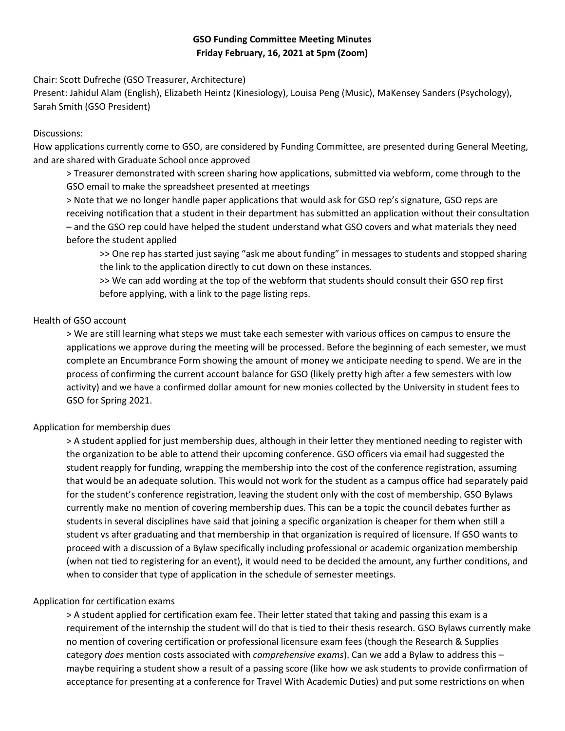**GSO Funding Committee Meeting Minutes**
**Friday February, 16, 2021 at 5pm (Zoom)**

Chair: Scott Dufreche (GSO Treasurer, Architecture)
Present: Jahidul Alam (English), Elizabeth Heintz (Kinesiology), Louisa Peng (Music), MaKensey Sanders (Psychology), Sarah Smith (GSO President)

Discussions:
How applications currently come to GSO, are considered by Funding Committee, are presented during General Meeting, and are shared with Graduate School once approved

> Treasurer demonstrated with screen sharing how applications, submitted via webform, come through to the GSO email to make the spreadsheet presented at meetings

> Note that we no longer handle paper applications that would ask for GSO rep's signature, GSO reps are receiving notification that a student in their department has submitted an application without their consultation – and the GSO rep could have helped the student understand what GSO covers and what materials they need before the student applied

>> One rep has started just saying "ask me about funding" in messages to students and stopped sharing the link to the application directly to cut down on these instances.

>> We can add wording at the top of the webform that students should consult their GSO rep first before applying, with a link to the page listing reps.

Health of GSO account

> We are still learning what steps we must take each semester with various offices on campus to ensure the applications we approve during the meeting will be processed. Before the beginning of each semester, we must complete an Encumbrance Form showing the amount of money we anticipate needing to spend. We are in the process of confirming the current account balance for GSO (likely pretty high after a few semesters with low activity) and we have a confirmed dollar amount for new monies collected by the University in student fees to GSO for Spring 2021.

Application for membership dues

> A student applied for just membership dues, although in their letter they mentioned needing to register with the organization to be able to attend their upcoming conference. GSO officers via email had suggested the student reapply for funding, wrapping the membership into the cost of the conference registration, assuming that would be an adequate solution. This would not work for the student as a campus office had separately paid for the student's conference registration, leaving the student only with the cost of membership. GSO Bylaws currently make no mention of covering membership dues. This can be a topic the council debates further as students in several disciplines have said that joining a specific organization is cheaper for them when still a student vs after graduating and that membership in that organization is required of licensure. If GSO wants to proceed with a discussion of a Bylaw specifically including professional or academic organization membership (when not tied to registering for an event), it would need to be decided the amount, any further conditions, and when to consider that type of application in the schedule of semester meetings.

Application for certification exams

> A student applied for certification exam fee. Their letter stated that taking and passing this exam is a requirement of the internship the student will do that is tied to their thesis research. GSO Bylaws currently make no mention of covering certification or professional licensure exam fees (though the Research & Supplies category *does* mention costs associated with *comprehensive exams*). Can we add a Bylaw to address this – maybe requiring a student show a result of a passing score (like how we ask students to provide confirmation of acceptance for presenting at a conference for Travel With Academic Duties) and put some restrictions on when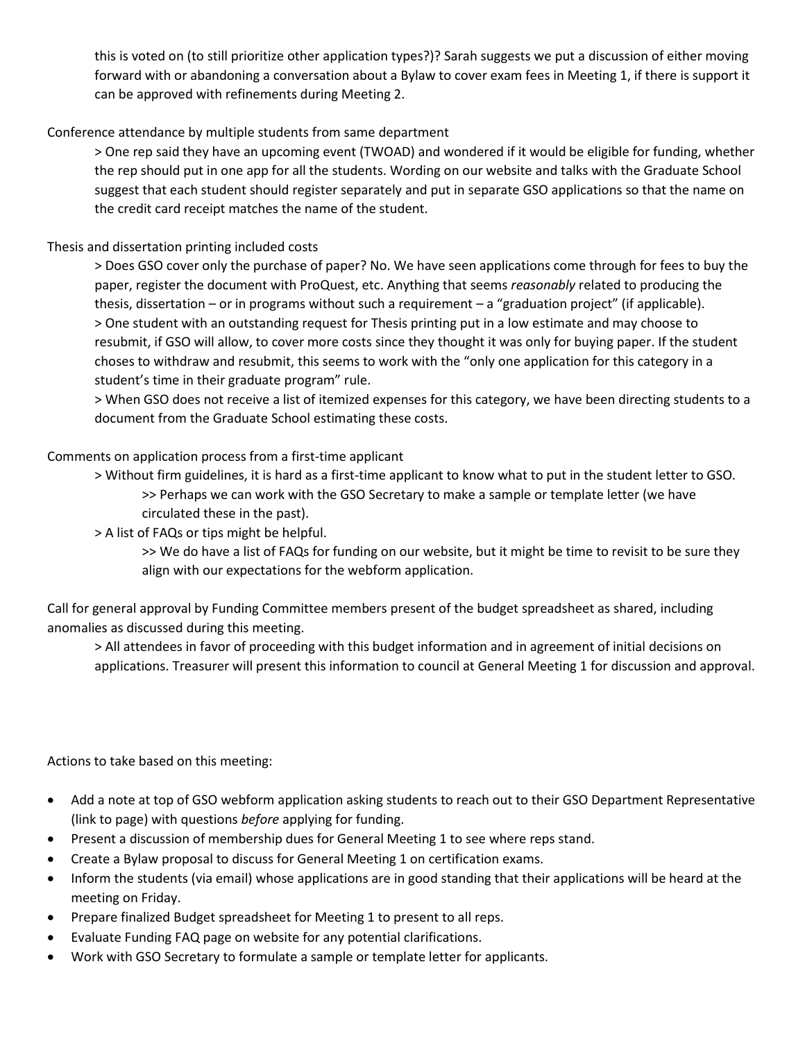this is voted on (to still prioritize other application types?)? Sarah suggests we put a discussion of either moving forward with or abandoning a conversation about a Bylaw to cover exam fees in Meeting 1, if there is support it can be approved with refinements during Meeting 2.

Conference attendance by multiple students from same department

> One rep said they have an upcoming event (TWOAD) and wondered if it would be eligible for funding, whether the rep should put in one app for all the students. Wording on our website and talks with the Graduate School suggest that each student should register separately and put in separate GSO applications so that the name on the credit card receipt matches the name of the student.

Thesis and dissertation printing included costs

> Does GSO cover only the purchase of paper? No. We have seen applications come through for fees to buy the paper, register the document with ProQuest, etc. Anything that seems *reasonably* related to producing the thesis, dissertation – or in programs without such a requirement – a "graduation project" (if applicable).

> One student with an outstanding request for Thesis printing put in a low estimate and may choose to resubmit, if GSO will allow, to cover more costs since they thought it was only for buying paper. If the student choses to withdraw and resubmit, this seems to work with the "only one application for this category in a student's time in their graduate program" rule.

> When GSO does not receive a list of itemized expenses for this category, we have been directing students to a document from the Graduate School estimating these costs.

Comments on application process from a first-time applicant

> Without firm guidelines, it is hard as a first-time applicant to know what to put in the student letter to GSO.

>> Perhaps we can work with the GSO Secretary to make a sample or template letter (we have circulated these in the past).

> A list of FAQs or tips might be helpful.

>> We do have a list of FAQs for funding on our website, but it might be time to revisit to be sure they align with our expectations for the webform application.

Call for general approval by Funding Committee members present of the budget spreadsheet as shared, including anomalies as discussed during this meeting.

> All attendees in favor of proceeding with this budget information and in agreement of initial decisions on applications. Treasurer will present this information to council at General Meeting 1 for discussion and approval.

Actions to take based on this meeting:

- Add a note at top of GSO webform application asking students to reach out to their GSO Department Representative (link to page) with questions *before* applying for funding.
- Present a discussion of membership dues for General Meeting 1 to see where reps stand.
- Create a Bylaw proposal to discuss for General Meeting 1 on certification exams.
- Inform the students (via email) whose applications are in good standing that their applications will be heard at the meeting on Friday.
- Prepare finalized Budget spreadsheet for Meeting 1 to present to all reps.
- Evaluate Funding FAQ page on website for any potential clarifications.
- Work with GSO Secretary to formulate a sample or template letter for applicants.